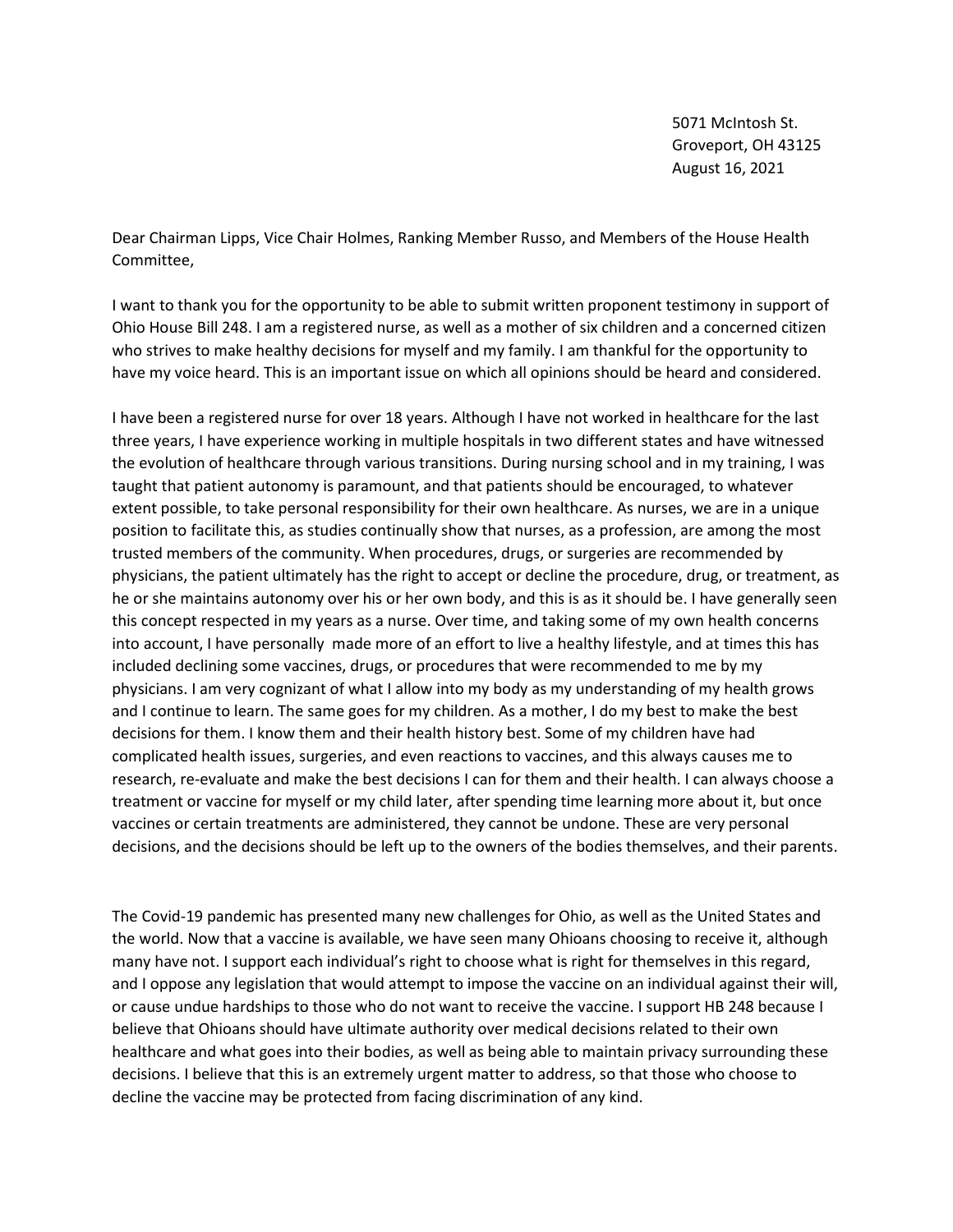5071 McIntosh St.
Groveport, OH 43125
August 16, 2021

Dear Chairman Lipps, Vice Chair Holmes, Ranking Member Russo, and Members of the House Health Committee,

I want to thank you for the opportunity to be able to submit written proponent testimony in support of Ohio House Bill 248. I am a registered nurse, as well as a mother of six children and a concerned citizen who strives to make healthy decisions for myself and my family. I am thankful for the opportunity to have my voice heard. This is an important issue on which all opinions should be heard and considered.

I have been a registered nurse for over 18 years. Although I have not worked in healthcare for the last three years, I have experience working in multiple hospitals in two different states and have witnessed the evolution of healthcare through various transitions. During nursing school and in my training, I was taught that patient autonomy is paramount, and that patients should be encouraged, to whatever extent possible, to take personal responsibility for their own healthcare. As nurses, we are in a unique position to facilitate this, as studies continually show that nurses, as a profession, are among the most trusted members of the community. When procedures, drugs, or surgeries are recommended by physicians, the patient ultimately has the right to accept or decline the procedure, drug, or treatment, as he or she maintains autonomy over his or her own body, and this is as it should be. I have generally seen this concept respected in my years as a nurse. Over time, and taking some of my own health concerns into account, I have personally made more of an effort to live a healthy lifestyle, and at times this has included declining some vaccines, drugs, or procedures that were recommended to me by my physicians. I am very cognizant of what I allow into my body as my understanding of my health grows and I continue to learn. The same goes for my children. As a mother, I do my best to make the best decisions for them. I know them and their health history best. Some of my children have had complicated health issues, surgeries, and even reactions to vaccines, and this always causes me to research, re-evaluate and make the best decisions I can for them and their health. I can always choose a treatment or vaccine for myself or my child later, after spending time learning more about it, but once vaccines or certain treatments are administered, they cannot be undone. These are very personal decisions, and the decisions should be left up to the owners of the bodies themselves, and their parents.

The Covid-19 pandemic has presented many new challenges for Ohio, as well as the United States and the world. Now that a vaccine is available, we have seen many Ohioans choosing to receive it, although many have not. I support each individual's right to choose what is right for themselves in this regard, and I oppose any legislation that would attempt to impose the vaccine on an individual against their will, or cause undue hardships to those who do not want to receive the vaccine. I support HB 248 because I believe that Ohioans should have ultimate authority over medical decisions related to their own healthcare and what goes into their bodies, as well as being able to maintain privacy surrounding these decisions. I believe that this is an extremely urgent matter to address, so that those who choose to decline the vaccine may be protected from facing discrimination of any kind.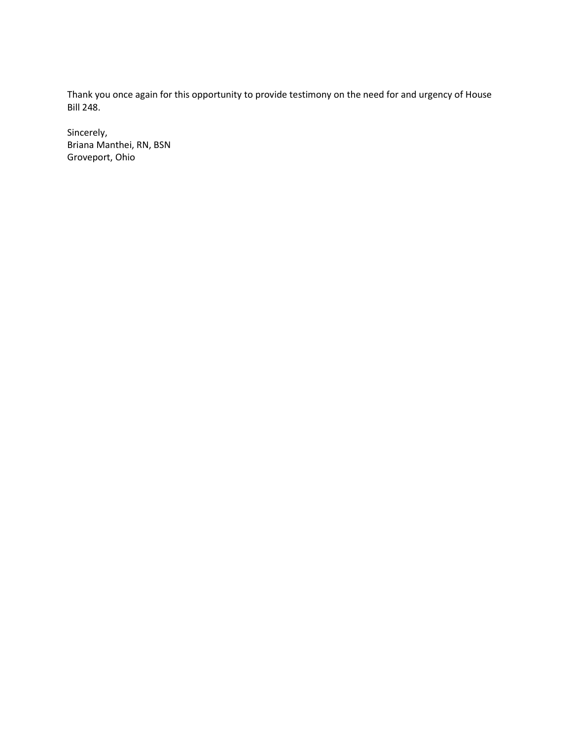Thank you once again for this opportunity to provide testimony on the need for and urgency of House Bill 248.

Sincerely,
Briana Manthei, RN, BSN
Groveport, Ohio